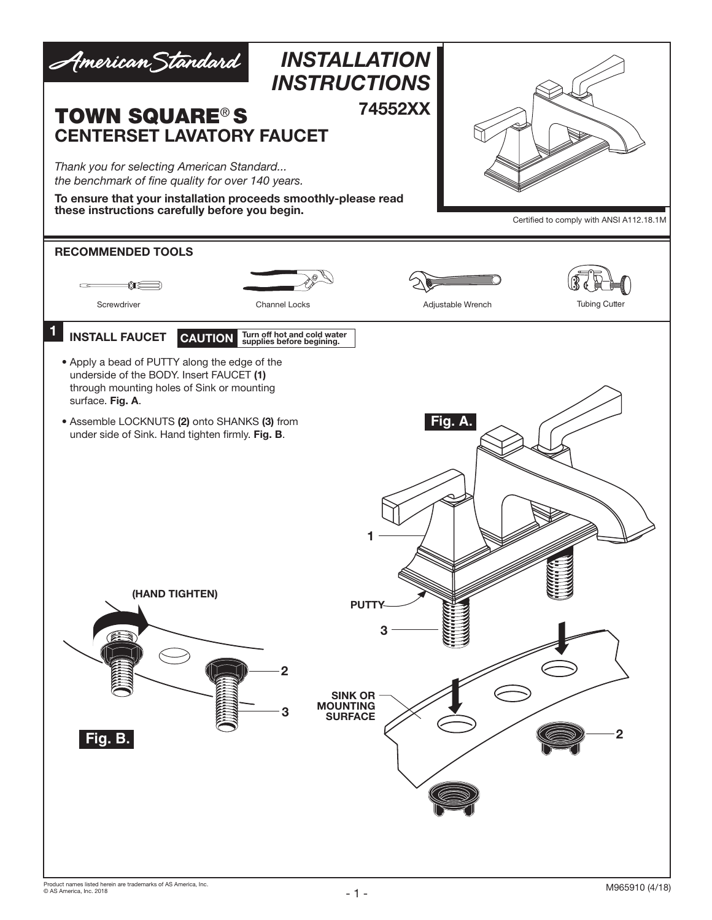American Standard

# INSTALLATION INSTRUCTIONS

**74552XX**

# TOWN SQUARE® S
## CENTERSET LAVATORY FAUCET

*Thank you for selecting American Standard... the benchmark of fine quality for over 140 years.*

**To ensure that your installation proceeds smoothly-please read these instructions carefully before you begin.**

Certified to comply with ANSI A112.18.1M

### RECOMMENDED TOOLS

Screwdriver

Channel Locks

Adjustable Wrench

Tubing Cutter

### 1 INSTALL FAUCET

**CAUTION** Turn off hot and cold water supplies before begining.

- Apply a bead of PUTTY along the edge of the underside of the BODY. Insert FAUCET **(1)** through mounting holes of Sink or mounting surface. **Fig. A**.
- Assemble LOCKNUTS **(2)** onto SHANKS **(3)** from under side of Sink. Hand tighten firmly. **Fig. B**.

**Fig. A.**

1

PUTTY

3

SINK OR MOUNTING SURFACE

2

**(HAND TIGHTEN)**

2

3

**Fig. B.**

Product names listed herein are trademarks of AS America, Inc.
© AS America, Inc. 2018

M965910 (4/18)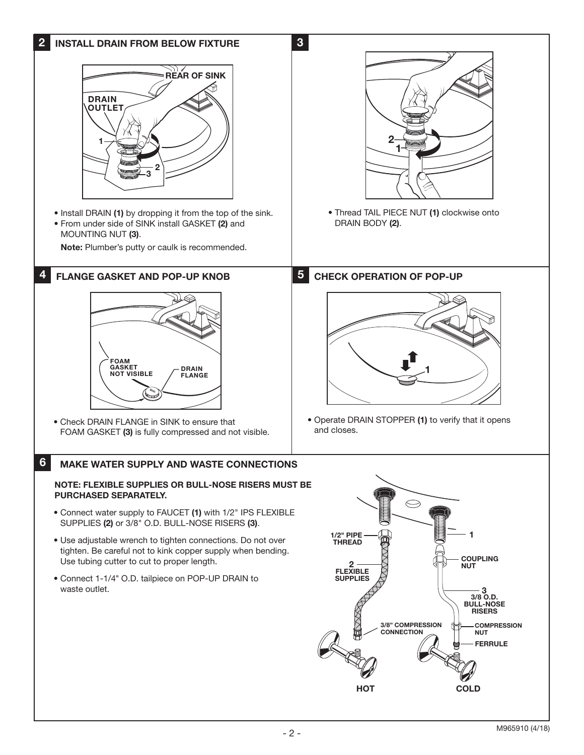## 2 INSTALL DRAIN FROM BELOW FIXTURE

- Install DRAIN **(1)** by dropping it from the top of the sink.
- From under side of SINK install GASKET **(2)** and MOUNTING NUT **(3)**.

**Note:** Plumber's putty or caulk is recommended.

## 3

- Thread TAIL PIECE NUT **(1)** clockwise onto DRAIN BODY **(2)**.

## 4 FLANGE GASKET AND POP-UP KNOB

- Check DRAIN FLANGE in SINK to ensure that FOAM GASKET **(3)** is fully compressed and not visible.

## 5 CHECK OPERATION OF POP-UP

- Operate DRAIN STOPPER **(1)** to verify that it opens and closes.

## 6 MAKE WATER SUPPLY AND WASTE CONNECTIONS

**NOTE: FLEXIBLE SUPPLIES OR BULL-NOSE RISERS MUST BE PURCHASED SEPARATELY.**

- Connect water supply to FAUCET **(1)** with 1/2" IPS FLEXIBLE SUPPLIES **(2)** or 3/8" O.D. BULL-NOSE RISERS **(3)**.
- Use adjustable wrench to tighten connections. Do not over tighten. Be careful not to kink copper supply when bending. Use tubing cutter to cut to proper length.
- Connect 1-1/4" O.D. tailpiece on POP-UP DRAIN to waste outlet.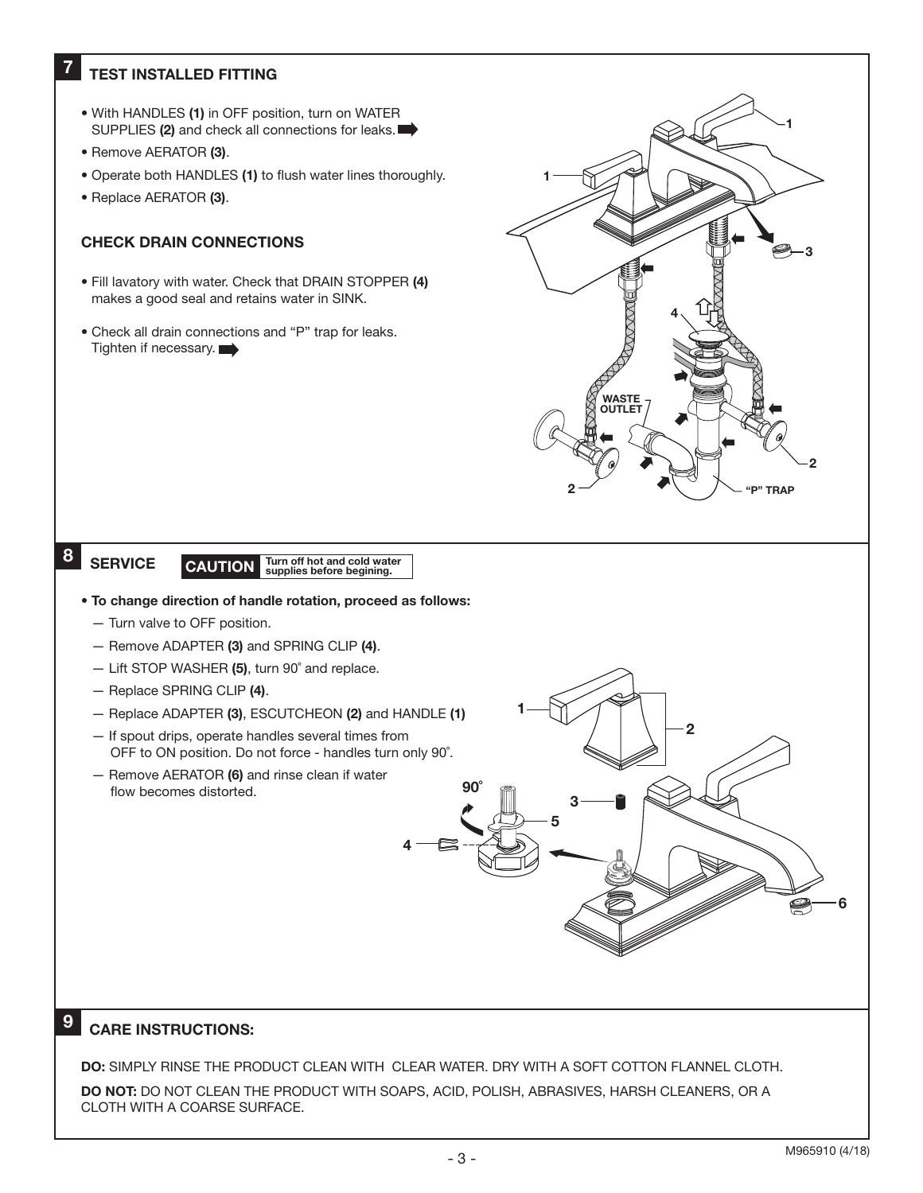## 7 TEST INSTALLED FITTING

- With HANDLES **(1)** in OFF position, turn on WATER SUPPLIES **(2)** and check all connections for leaks.
- Remove AERATOR **(3)**.
- Operate both HANDLES **(1)** to flush water lines thoroughly.
- Replace AERATOR **(3)**.

### CHECK DRAIN CONNECTIONS

- Fill lavatory with water. Check that DRAIN STOPPER **(4)** makes a good seal and retains water in SINK.
- Check all drain connections and "P" trap for leaks. Tighten if necessary.

## 8 SERVICE

**CAUTION** Turn off hot and cold water supplies before begining.

- **To change direction of handle rotation, proceed as follows:**
  - — Turn valve to OFF position.
  - — Remove ADAPTER **(3)** and SPRING CLIP **(4)**.
  - — Lift STOP WASHER **(5)**, turn 90˚ and replace.
  - — Replace SPRING CLIP **(4)**.
  - — Replace ADAPTER **(3)**, ESCUTCHEON **(2)** and HANDLE **(1)**
  - — If spout drips, operate handles several times from OFF to ON position. Do not force - handles turn only 90˚.
  - — Remove AERATOR **(6)** and rinse clean if water flow becomes distorted.

## 9 CARE INSTRUCTIONS:

**DO:** SIMPLY RINSE THE PRODUCT CLEAN WITH CLEAR WATER. DRY WITH A SOFT COTTON FLANNEL CLOTH.

**DO NOT:** DO NOT CLEAN THE PRODUCT WITH SOAPS, ACID, POLISH, ABRASIVES, HARSH CLEANERS, OR A CLOTH WITH A COARSE SURFACE.

M965910 (4/18)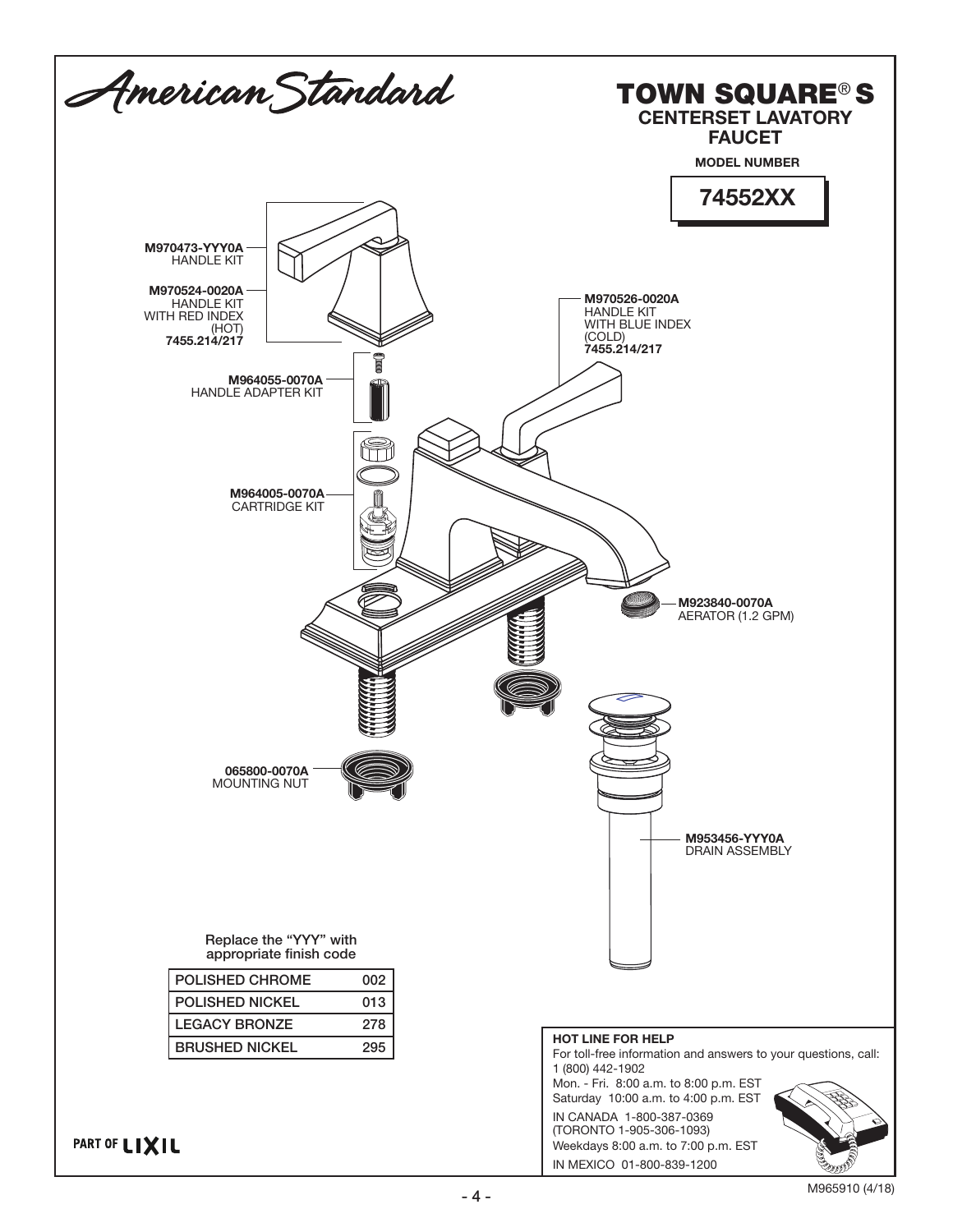# American Standard

## TOWN SQUARE® S

### CENTERSET LAVATORY FAUCET

**MODEL NUMBER**

**74552XX**

**M970473-YYY0A**
HANDLE KIT

**M970524-0020A**
HANDLE KIT
WITH RED INDEX
(HOT)
**7455.214/217**

**M970526-0020A**
HANDLE KIT
WITH BLUE INDEX
(COLD)
**7455.214/217**

**M964055-0070A**
HANDLE ADAPTER KIT

**M964005-0070A**
CARTRIDGE KIT

**M923840-0070A**
AERATOR (1.2 GPM)

**065800-0070A**
MOUNTING NUT

**M953456-YYY0A**
DRAIN ASSEMBLY

Replace the "YYY" with appropriate finish code

| | |
|---|---|
| POLISHED CHROME | 002 |
| POLISHED NICKEL | 013 |
| LEGACY BRONZE | 278 |
| BRUSHED NICKEL | 295 |

**HOT LINE FOR HELP**
For toll-free information and answers to your questions, call:
1 (800) 442-1902
Mon. - Fri. 8:00 a.m. to 8:00 p.m. EST
Saturday 10:00 a.m. to 4:00 p.m. EST
IN CANADA 1-800-387-0369
(TORONTO 1-905-306-1093)
Weekdays 8:00 a.m. to 7:00 p.m. EST
IN MEXICO 01-800-839-1200

PART OF LIXIL

M965910 (4/18)